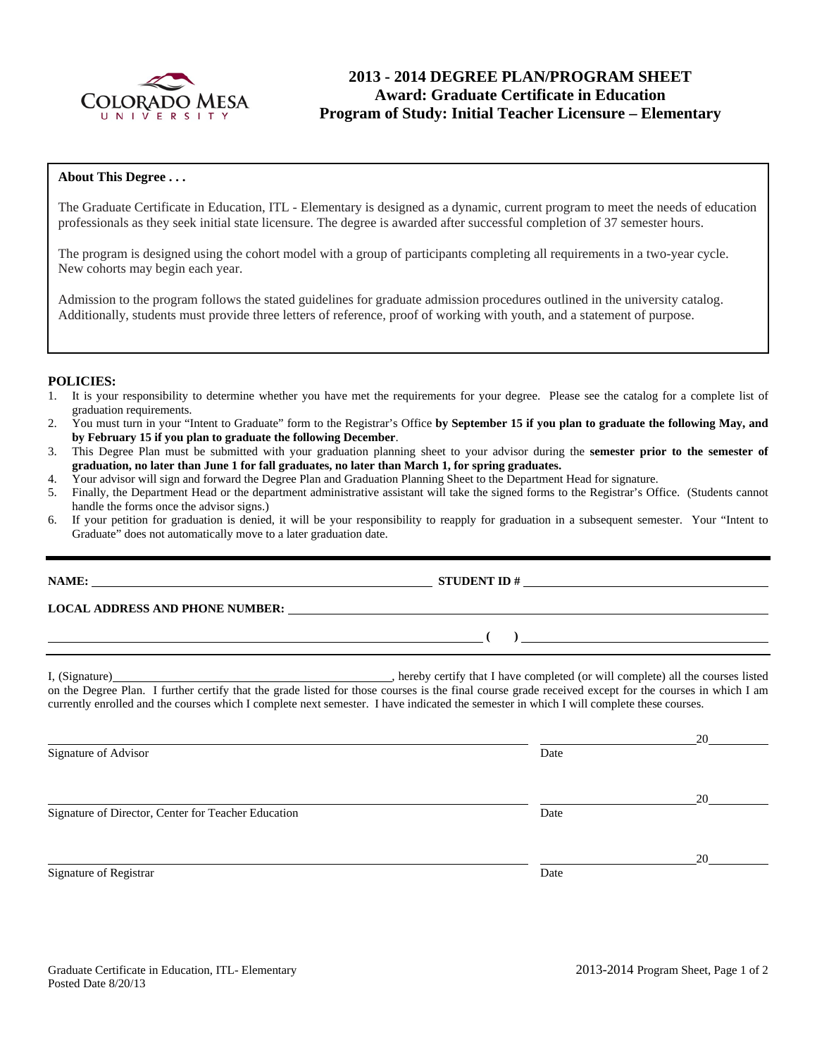# 2013 - 2014 DEGREE PLAN/PROGRAM SHEET
## Award: Graduate Certificate in Education
## Program of Study: Initial Teacher Licensure – Elementary

**About This Degree . . .**

The Graduate Certificate in Education, ITL - Elementary is designed as a dynamic, current program to meet the needs of education professionals as they seek initial state licensure. The degree is awarded after successful completion of 37 semester hours.

The program is designed using the cohort model with a group of participants completing all requirements in a two-year cycle. New cohorts may begin each year.

Admission to the program follows the stated guidelines for graduate admission procedures outlined in the university catalog. Additionally, students must provide three letters of reference, proof of working with youth, and a statement of purpose.

**POLICIES:**

1. It is your responsibility to determine whether you have met the requirements for your degree. Please see the catalog for a complete list of graduation requirements.
2. You must turn in your "Intent to Graduate" form to the Registrar's Office **by September 15 if you plan to graduate the following May, and by February 15 if you plan to graduate the following December**.
3. This Degree Plan must be submitted with your graduation planning sheet to your advisor during the **semester prior to the semester of graduation, no later than June 1 for fall graduates, no later than March 1, for spring graduates.**
4. Your advisor will sign and forward the Degree Plan and Graduation Planning Sheet to the Department Head for signature.
5. Finally, the Department Head or the department administrative assistant will take the signed forms to the Registrar's Office. (Students cannot handle the forms once the advisor signs.)
6. If your petition for graduation is denied, it will be your responsibility to reapply for graduation in a subsequent semester. Your "Intent to Graduate" does not automatically move to a later graduation date.

**NAME:** ______________________________ **STUDENT ID #** ______________________________

**LOCAL ADDRESS AND PHONE NUMBER:** ______________________________

______________________________ **( )** ______________________________

I, (Signature)______________________________, hereby certify that I have completed (or will complete) all the courses listed on the Degree Plan. I further certify that the grade listed for those courses is the final course grade received except for the courses in which I am currently enrolled and the courses which I complete next semester. I have indicated the semester in which I will complete these courses.

______________________________ ______________ 20______
Signature of Advisor Date

______________________________ ______________ 20______
Signature of Director, Center for Teacher Education Date

______________________________ ______________ 20______
Signature of Registrar Date

Graduate Certificate in Education, ITL- Elementary
Posted Date 8/20/13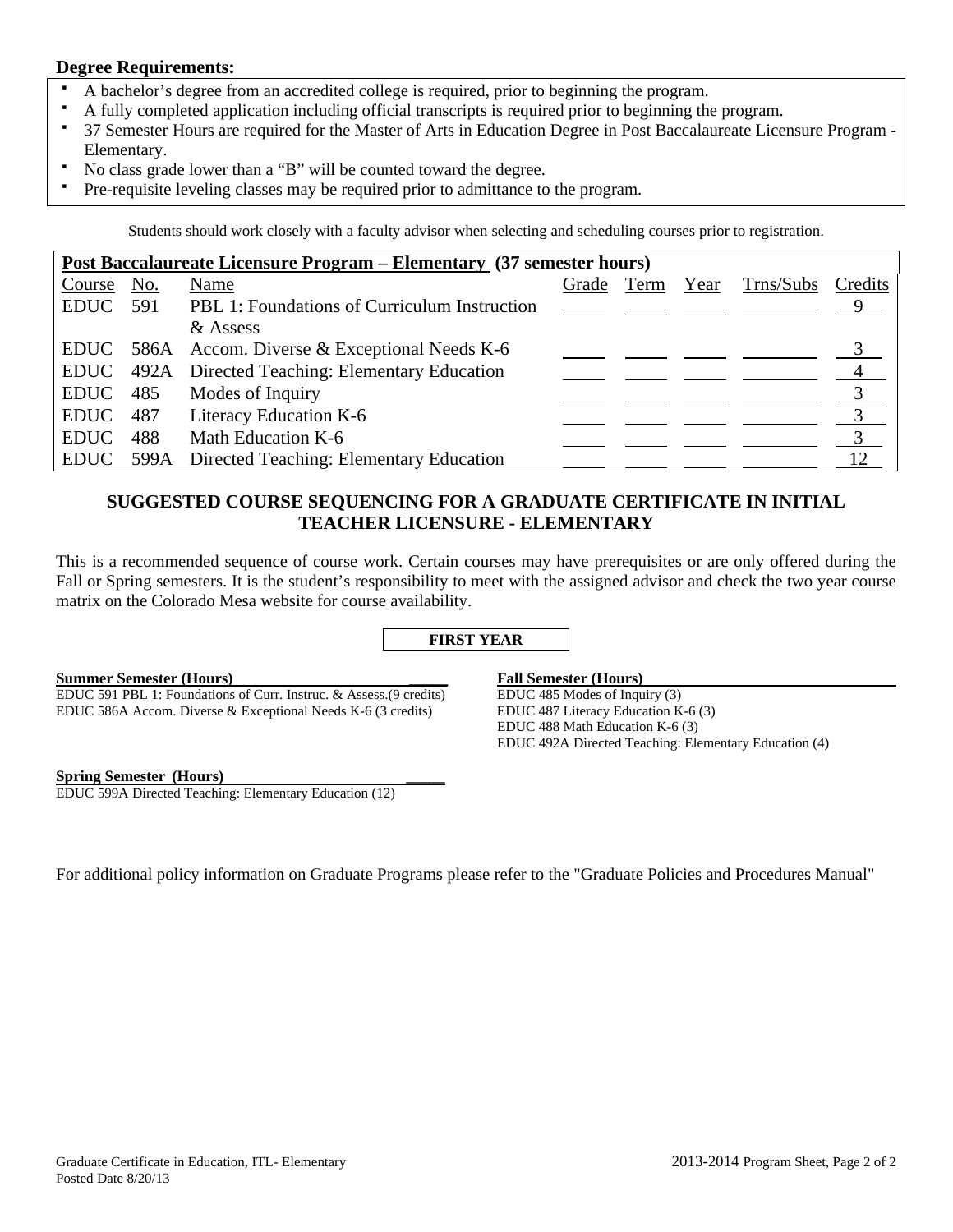## Degree Requirements:

- A bachelor's degree from an accredited college is required, prior to beginning the program.
- A fully completed application including official transcripts is required prior to beginning the program.
- 37 Semester Hours are required for the Master of Arts in Education Degree in Post Baccalaureate Licensure Program - Elementary.
- No class grade lower than a "B" will be counted toward the degree.
- Pre-requisite leveling classes may be required prior to admittance to the program.

Students should work closely with a faculty advisor when selecting and scheduling courses prior to registration.

**Post Baccalaureate Licensure Program – Elementary (37 semester hours)**

| Course | No. | Name | Grade | Term | Year | Trns/Subs | Credits |
|---|---|---|---|---|---|---|---|
| EDUC | 591 | PBL 1: Foundations of Curriculum Instruction & Assess | | | | | 9 |
| EDUC | 586A | Accom. Diverse & Exceptional Needs K-6 | | | | | 3 |
| EDUC | 492A | Directed Teaching: Elementary Education | | | | | 4 |
| EDUC | 485 | Modes of Inquiry | | | | | 3 |
| EDUC | 487 | Literacy Education K-6 | | | | | 3 |
| EDUC | 488 | Math Education K-6 | | | | | 3 |
| EDUC | 599A | Directed Teaching: Elementary Education | | | | | 12 |

## SUGGESTED COURSE SEQUENCING FOR A GRADUATE CERTIFICATE IN INITIAL TEACHER LICENSURE - ELEMENTARY

This is a recommended sequence of course work. Certain courses may have prerequisites or are only offered during the Fall or Spring semesters. It is the student's responsibility to meet with the assigned advisor and check the two year course matrix on the Colorado Mesa website for course availability.

### FIRST YEAR

**Summer Semester (Hours)**

EDUC 591 PBL 1: Foundations of Curr. Instruc. & Assess.(9 credits)
EDUC 586A Accom. Diverse & Exceptional Needs K-6 (3 credits)

**Fall Semester (Hours)**

EDUC 485 Modes of Inquiry (3)
EDUC 487 Literacy Education K-6 (3)
EDUC 488 Math Education K-6 (3)
EDUC 492A Directed Teaching: Elementary Education (4)

**Spring Semester (Hours)**

EDUC 599A Directed Teaching: Elementary Education (12)

For additional policy information on Graduate Programs please refer to the "Graduate Policies and Procedures Manual"

Graduate Certificate in Education, ITL- Elementary
Posted Date 8/20/13